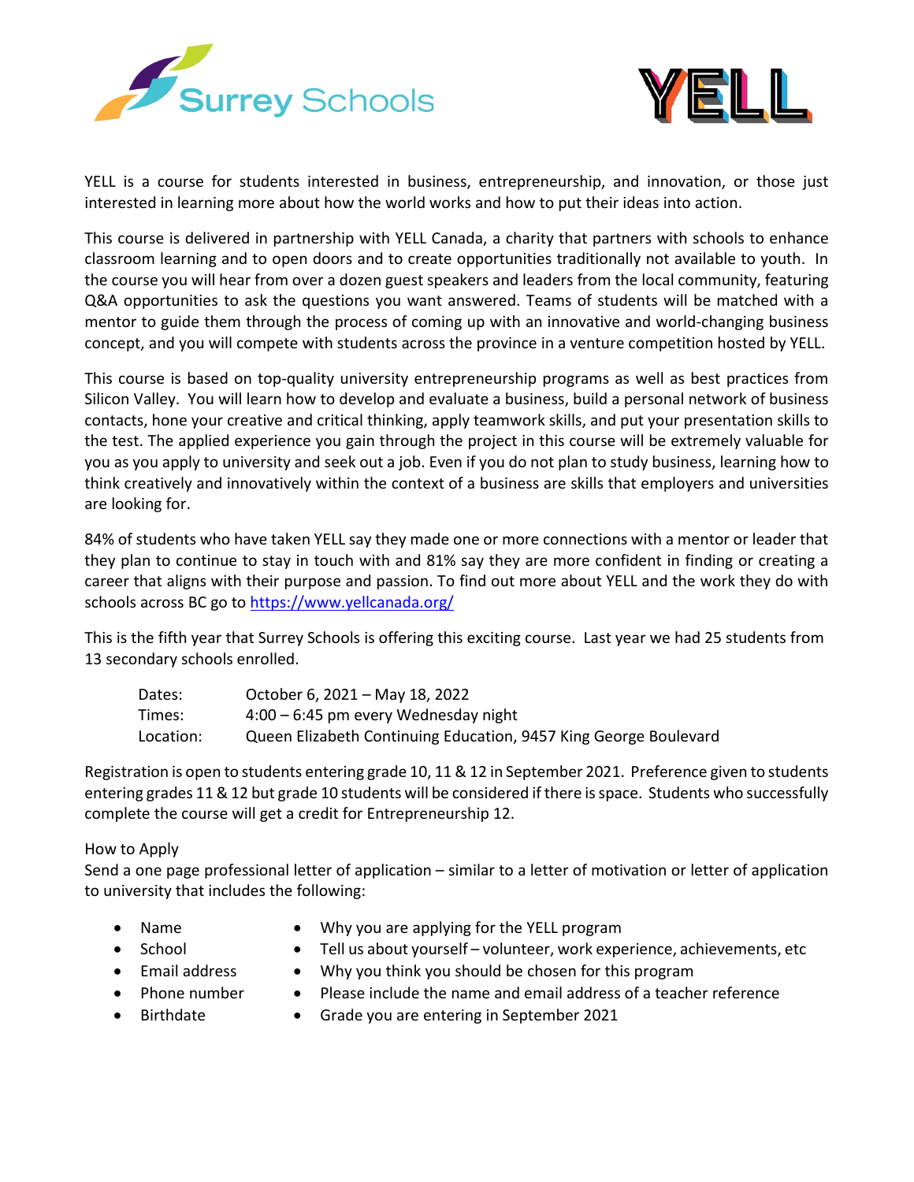Surrey Schools

YELL

YELL is a course for students interested in business, entrepreneurship, and innovation, or those just interested in learning more about how the world works and how to put their ideas into action.

This course is delivered in partnership with YELL Canada, a charity that partners with schools to enhance classroom learning and to open doors and to create opportunities traditionally not available to youth. In the course you will hear from over a dozen guest speakers and leaders from the local community, featuring Q&A opportunities to ask the questions you want answered. Teams of students will be matched with a mentor to guide them through the process of coming up with an innovative and world-changing business concept, and you will compete with students across the province in a venture competition hosted by YELL.

This course is based on top-quality university entrepreneurship programs as well as best practices from Silicon Valley. You will learn how to develop and evaluate a business, build a personal network of business contacts, hone your creative and critical thinking, apply teamwork skills, and put your presentation skills to the test. The applied experience you gain through the project in this course will be extremely valuable for you as you apply to university and seek out a job. Even if you do not plan to study business, learning how to think creatively and innovatively within the context of a business are skills that employers and universities are looking for.

84% of students who have taken YELL say they made one or more connections with a mentor or leader that they plan to continue to stay in touch with and 81% say they are more confident in finding or creating a career that aligns with their purpose and passion. To find out more about YELL and the work they do with schools across BC go to [https://www.yellcanada.org/](https://www.yellcanada.org/)

This is the fifth year that Surrey Schools is offering this exciting course. Last year we had 25 students from 13 secondary schools enrolled.

| | |
|---|---|
| Dates: | October 6, 2021 – May 18, 2022 |
| Times: | 4:00 – 6:45 pm every Wednesday night |
| Location: | Queen Elizabeth Continuing Education, 9457 King George Boulevard |

Registration is open to students entering grade 10, 11 & 12 in September 2021. Preference given to students entering grades 11 & 12 but grade 10 students will be considered if there is space. Students who successfully complete the course will get a credit for Entrepreneurship 12.

How to Apply

Send a one page professional letter of application – similar to a letter of motivation or letter of application to university that includes the following:

- Name
- School
- Email address
- Phone number
- Birthdate
- Why you are applying for the YELL program
- Tell us about yourself – volunteer, work experience, achievements, etc
- Why you think you should be chosen for this program
- Please include the name and email address of a teacher reference
- Grade you are entering in September 2021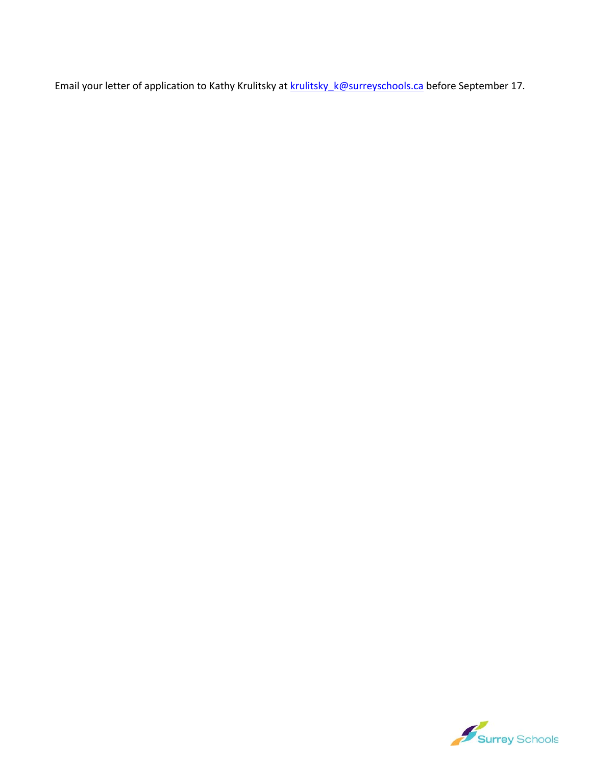Email your letter of application to Kathy Krulitsky at krulitsky_k@surreyschools.ca before September 17.